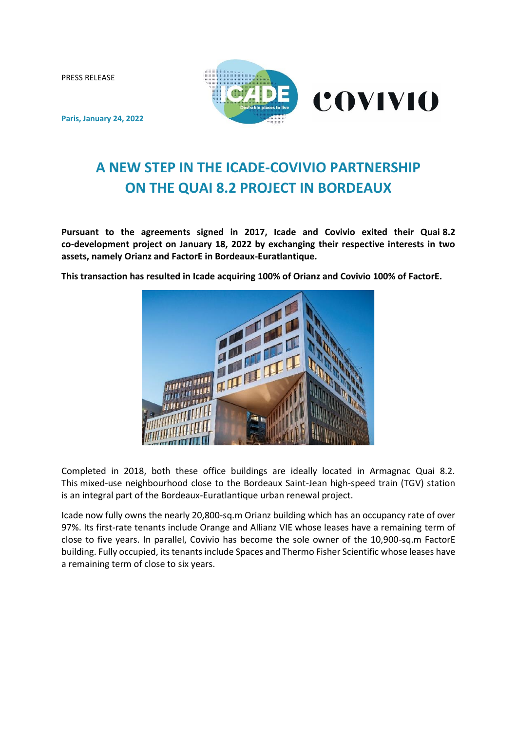PRESS RELEASE

**Paris, January 24, 2022**

# A NEW STEP IN THE ICADE-COVIVIO PARTNERSHIP ON THE QUAI 8.2 PROJECT IN BORDEAUX

**Pursuant to the agreements signed in 2017, Icade and Covivio exited their Quai 8.2 co-development project on January 18, 2022 by exchanging their respective interests in two assets, namely Orianz and FactorE in Bordeaux-Euratlantique.**

**This transaction has resulted in Icade acquiring 100% of Orianz and Covivio 100% of FactorE.**

Completed in 2018, both these office buildings are ideally located in Armagnac Quai 8.2. This mixed-use neighbourhood close to the Bordeaux Saint-Jean high-speed train (TGV) station is an integral part of the Bordeaux-Euratlantique urban renewal project.

Icade now fully owns the nearly 20,800-sq.m Orianz building which has an occupancy rate of over 97%. Its first-rate tenants include Orange and Allianz VIE whose leases have a remaining term of close to five years. In parallel, Covivio has become the sole owner of the 10,900-sq.m FactorE building. Fully occupied, its tenants include Spaces and Thermo Fisher Scientific whose leases have a remaining term of close to six years.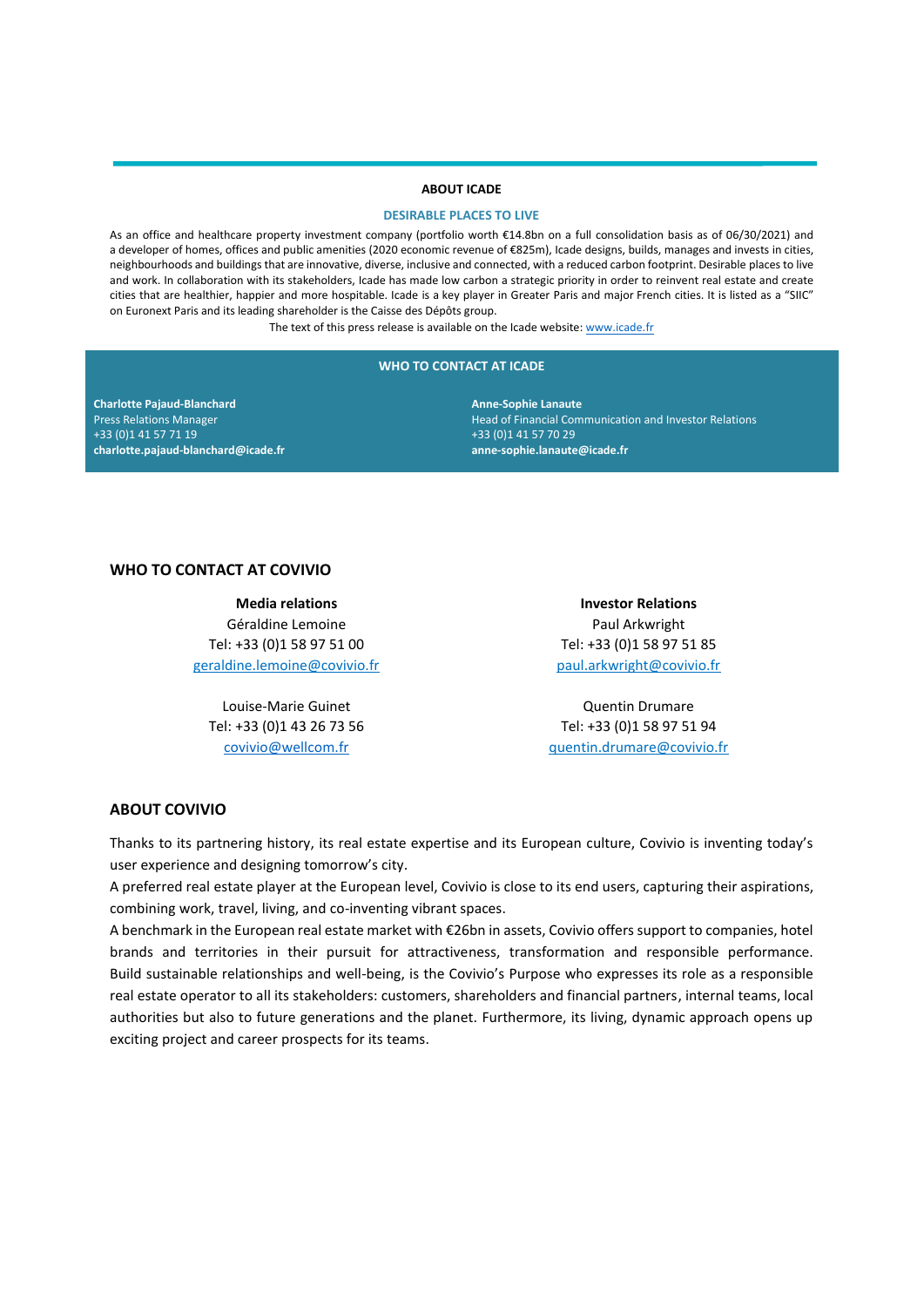## ABOUT ICADE

**DESIRABLE PLACES TO LIVE**

As an office and healthcare property investment company (portfolio worth €14.8bn on a full consolidation basis as of 06/30/2021) and a developer of homes, offices and public amenities (2020 economic revenue of €825m), Icade designs, builds, manages and invests in cities, neighbourhoods and buildings that are innovative, diverse, inclusive and connected, with a reduced carbon footprint. Desirable places to live and work. In collaboration with its stakeholders, Icade has made low carbon a strategic priority in order to reinvent real estate and create cities that are healthier, happier and more hospitable. Icade is a key player in Greater Paris and major French cities. It is listed as a "SIIC" on Euronext Paris and its leading shareholder is the Caisse des Dépôts group.

The text of this press release is available on the Icade website: www.icade.fr

## WHO TO CONTACT AT ICADE

**Charlotte Pajaud-Blanchard**
Press Relations Manager
+33 (0)1 41 57 71 19
**charlotte.pajaud-blanchard@icade.fr**

**Anne-Sophie Lanaute**
Head of Financial Communication and Investor Relations
+33 (0)1 41 57 70 29
**anne-sophie.lanaute@icade.fr**

## WHO TO CONTACT AT COVIVIO

**Media relations**

Géraldine Lemoine
Tel: +33 (0)1 58 97 51 00
geraldine.lemoine@covivio.fr

Louise-Marie Guinet
Tel: +33 (0)1 43 26 73 56
covivio@wellcom.fr

**Investor Relations**

Paul Arkwright
Tel: +33 (0)1 58 97 51 85
paul.arkwright@covivio.fr

Quentin Drumare
Tel: +33 (0)1 58 97 51 94
quentin.drumare@covivio.fr

## ABOUT COVIVIO

Thanks to its partnering history, its real estate expertise and its European culture, Covivio is inventing today's user experience and designing tomorrow's city.

A preferred real estate player at the European level, Covivio is close to its end users, capturing their aspirations, combining work, travel, living, and co-inventing vibrant spaces.

A benchmark in the European real estate market with €26bn in assets, Covivio offers support to companies, hotel brands and territories in their pursuit for attractiveness, transformation and responsible performance. Build sustainable relationships and well-being, is the Covivio's Purpose who expresses its role as a responsible real estate operator to all its stakeholders: customers, shareholders and financial partners, internal teams, local authorities but also to future generations and the planet. Furthermore, its living, dynamic approach opens up exciting project and career prospects for its teams.